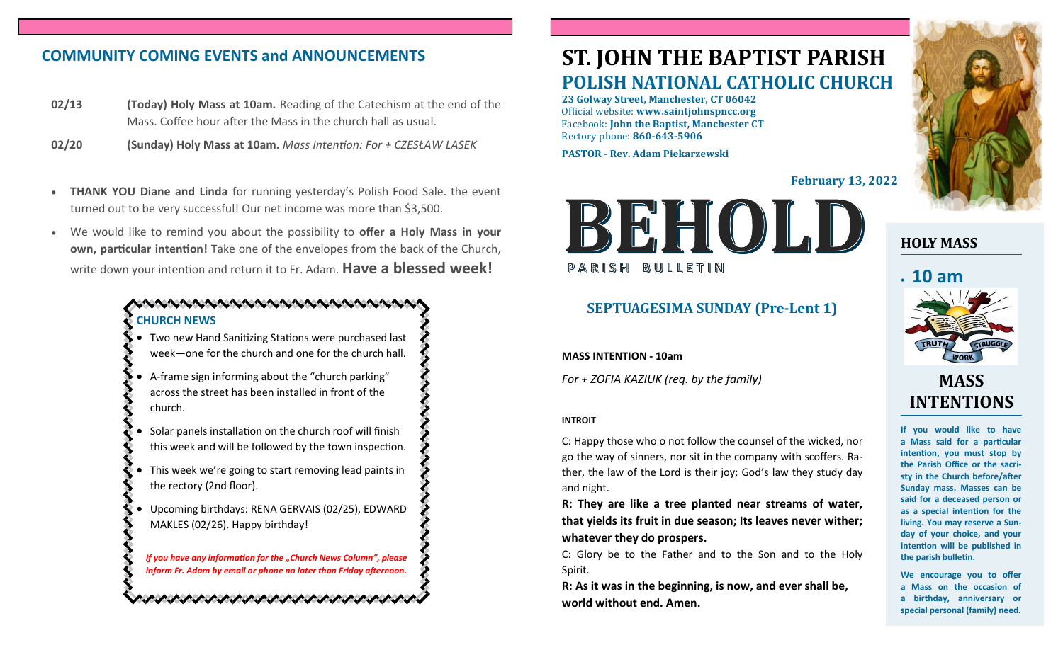## COMMUNITY COMING EVENTS and ANNOUNCEMENTS

**02/13** **(Today) Holy Mass at 10am.** Reading of the Catechism at the end of the Mass. Coffee hour after the Mass in the church hall as usual.

**02/20** **(Sunday) Holy Mass at 10am.** *Mass Intention: For + CZESŁAW LASEK*

- **THANK YOU Diane and Linda** for running yesterday's Polish Food Sale. the event turned out to be very successful! Our net income was more than $3,500.
- We would like to remind you about the possibility to **offer a Holy Mass in your own, particular intention!** Take one of the envelopes from the back of the Church, write down your intention and return it to Fr. Adam. **Have a blessed week!**

### CHURCH NEWS

- Two new Hand Sanitizing Stations were purchased last week—one for the church and one for the church hall.
- A-frame sign informing about the "church parking" across the street has been installed in front of the church.
- Solar panels installation on the church roof will finish this week and will be followed by the town inspection.
- This week we're going to start removing lead paints in the rectory (2nd floor).
- Upcoming birthdays: RENA GERVAIS (02/25), EDWARD MAKLES (02/26). Happy birthday!

***If you have any information for the „Church News Column", please inform Fr. Adam by email or phone no later than Friday afternoon.***

# ST. JOHN THE BAPTIST PARISH
## POLISH NATIONAL CATHOLIC CHURCH

**23 Golway Street, Manchester, CT 06042**
Official website: **www.saintjohnspncc.org**
Facebook: **John the Baptist, Manchester CT**
Rectory phone: **860-643-5906**

**PASTOR - Rev. Adam Piekarzewski**

**February 13, 2022**

# BEHOLD
PARISH BULLETIN

## SEPTUAGESIMA SUNDAY (Pre-Lent 1)

**MASS INTENTION - 10am**

*For + ZOFIA KAZIUK (req. by the family)*

**INTROIT**

C: Happy those who o not follow the counsel of the wicked, nor go the way of sinners, nor sit in the company with scoffers. Rather, the law of the Lord is their joy; God's law they study day and night.

**R: They are like a tree planted near streams of water, that yields its fruit in due season; Its leaves never wither; whatever they do prospers.**

C: Glory be to the Father and to the Son and to the Holy Spirit.

**R: As it was in the beginning, is now, and ever shall be, world without end. Amen.**

### HOLY MASS

- **10 am**

TRUTH WORK STRUGGLE

### MASS INTENTIONS

**If you would like to have a Mass said for a particular intention, you must stop by the Parish Office or the sacristy in the Church before/after Sunday mass. Masses can be said for a deceased person or as a special intention for the living. You may reserve a Sunday of your choice, and your intention will be published in the parish bulletin.**

**We encourage you to offer a Mass on the occasion of a birthday, anniversary or special personal (family) need.**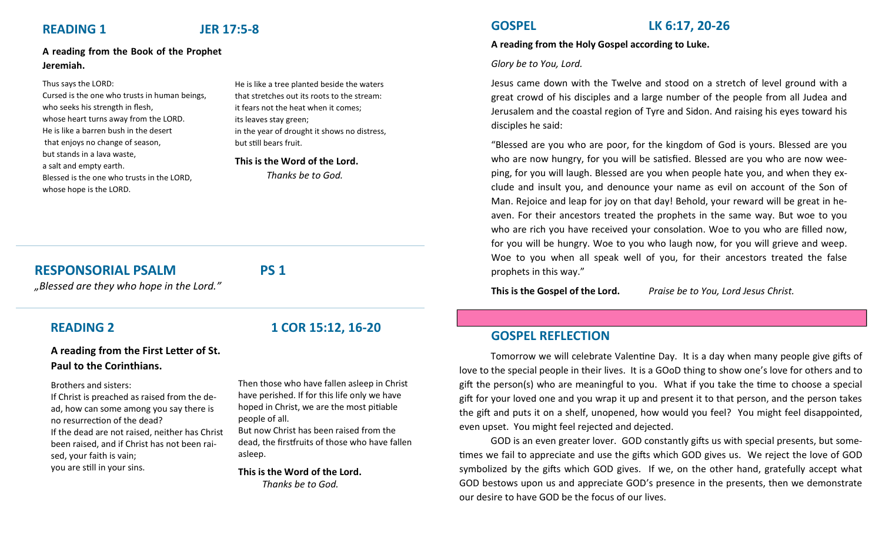## READING 1 JER 17:5-8

**A reading from the Book of the Prophet Jeremiah.**

Thus says the LORD:
Cursed is the one who trusts in human beings,
who seeks his strength in flesh,
whose heart turns away from the LORD.
He is like a barren bush in the desert
that enjoys no change of season,
but stands in a lava waste,
a salt and empty earth.
Blessed is the one who trusts in the LORD,
whose hope is the LORD.
He is like a tree planted beside the waters
that stretches out its roots to the stream:
it fears not the heat when it comes;
its leaves stay green;
in the year of drought it shows no distress,
but still bears fruit.

**This is the Word of the Lord.**
*Thanks be to God.*

## RESPONSORIAL PSALM PS 1

*„Blessed are they who hope in the Lord."*

## READING 2 1 COR 15:12, 16-20

**A reading from the First Letter of St. Paul to the Corinthians.**

Brothers and sisters:
If Christ is preached as raised from the dead, how can some among you say there is no resurrection of the dead?
If the dead are not raised, neither has Christ been raised, and if Christ has not been raised, your faith is vain;
you are still in your sins.
Then those who have fallen asleep in Christ have perished. If for this life only we have hoped in Christ, we are the most pitiable people of all.
But now Christ has been raised from the dead, the firstfruits of those who have fallen asleep.

**This is the Word of the Lord.**
*Thanks be to God.*

## GOSPEL LK 6:17, 20-26

**A reading from the Holy Gospel according to Luke.**

*Glory be to You, Lord.*

Jesus came down with the Twelve and stood on a stretch of level ground with a great crowd of his disciples and a large number of the people from all Judea and Jerusalem and the coastal region of Tyre and Sidon. And raising his eyes toward his disciples he said:

"Blessed are you who are poor, for the kingdom of God is yours. Blessed are you who are now hungry, for you will be satisfied. Blessed are you who are now weeping, for you will laugh. Blessed are you when people hate you, and when they exclude and insult you, and denounce your name as evil on account of the Son of Man. Rejoice and leap for joy on that day! Behold, your reward will be great in heaven. For their ancestors treated the prophets in the same way. But woe to you who are rich you have received your consolation. Woe to you who are filled now, for you will be hungry. Woe to you who laugh now, for you will grieve and weep. Woe to you when all speak well of you, for their ancestors treated the false prophets in this way."

**This is the Gospel of the Lord.** *Praise be to You, Lord Jesus Christ.*

## GOSPEL REFLECTION

Tomorrow we will celebrate Valentine Day. It is a day when many people give gifts of love to the special people in their lives. It is a GOoD thing to show one's love for others and to gift the person(s) who are meaningful to you. What if you take the time to choose a special gift for your loved one and you wrap it up and present it to that person, and the person takes the gift and puts it on a shelf, unopened, how would you feel? You might feel disappointed, even upset. You might feel rejected and dejected.

GOD is an even greater lover. GOD constantly gifts us with special presents, but sometimes we fail to appreciate and use the gifts which GOD gives us. We reject the love of GOD symbolized by the gifts which GOD gives. If we, on the other hand, gratefully accept what GOD bestows upon us and appreciate GOD's presence in the presents, then we demonstrate our desire to have GOD be the focus of our lives.